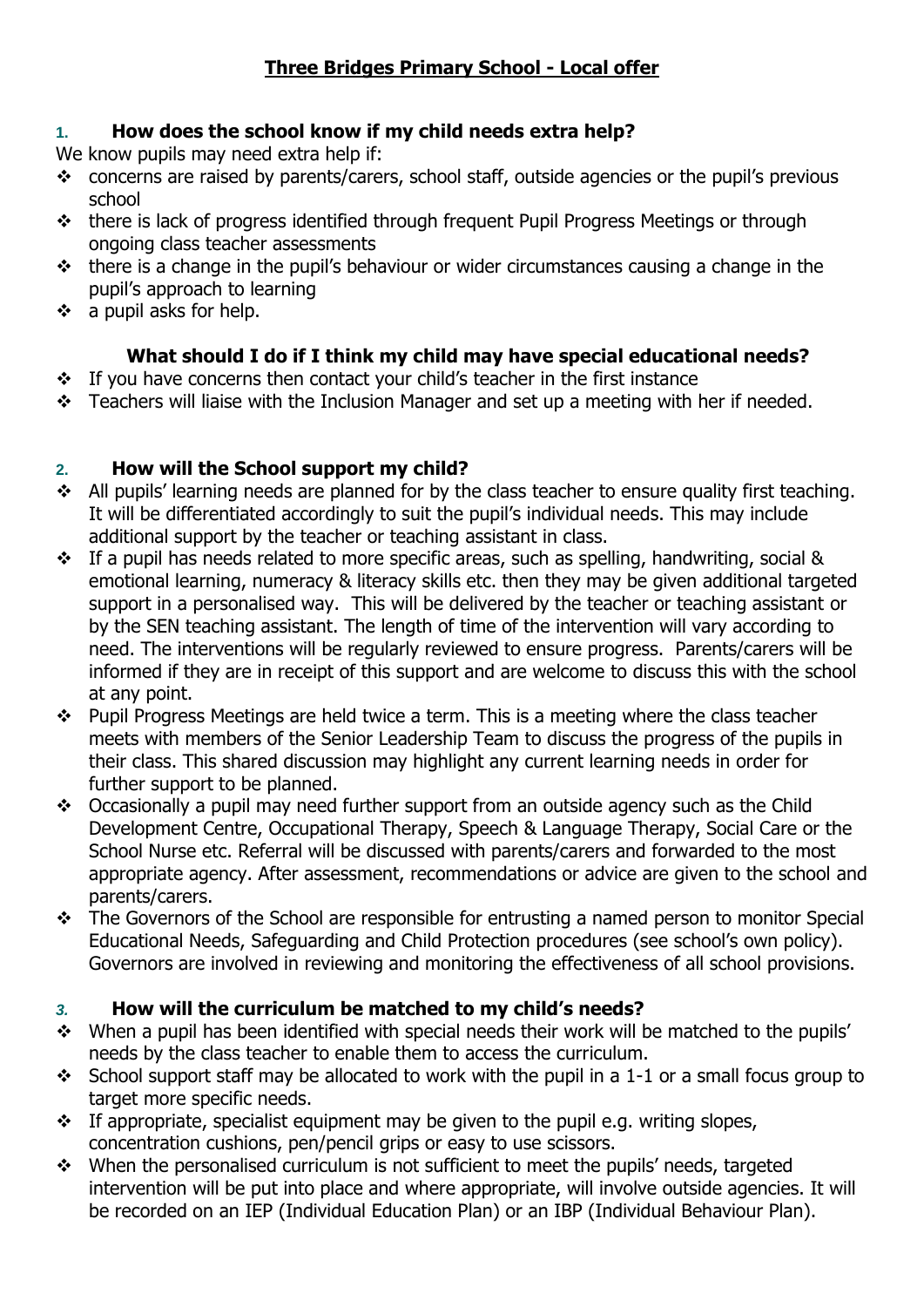# Three Bridges Primary School - Local offer

## 1. How does the school know if my child needs extra help?

We know pupils may need extra help if:

- concerns are raised by parents/carers, school staff, outside agencies or the pupil's previous school
- there is lack of progress identified through frequent Pupil Progress Meetings or through ongoing class teacher assessments
- there is a change in the pupil's behaviour or wider circumstances causing a change in the pupil's approach to learning
- a pupil asks for help.

### What should I do if I think my child may have special educational needs?

- If you have concerns then contact your child's teacher in the first instance
- Teachers will liaise with the Inclusion Manager and set up a meeting with her if needed.

## 2. How will the School support my child?

- All pupils' learning needs are planned for by the class teacher to ensure quality first teaching. It will be differentiated accordingly to suit the pupil's individual needs. This may include additional support by the teacher or teaching assistant in class.
- If a pupil has needs related to more specific areas, such as spelling, handwriting, social & emotional learning, numeracy & literacy skills etc. then they may be given additional targeted support in a personalised way. This will be delivered by the teacher or teaching assistant or by the SEN teaching assistant. The length of time of the intervention will vary according to need. The interventions will be regularly reviewed to ensure progress. Parents/carers will be informed if they are in receipt of this support and are welcome to discuss this with the school at any point.
- Pupil Progress Meetings are held twice a term. This is a meeting where the class teacher meets with members of the Senior Leadership Team to discuss the progress of the pupils in their class. This shared discussion may highlight any current learning needs in order for further support to be planned.
- Occasionally a pupil may need further support from an outside agency such as the Child Development Centre, Occupational Therapy, Speech & Language Therapy, Social Care or the School Nurse etc. Referral will be discussed with parents/carers and forwarded to the most appropriate agency. After assessment, recommendations or advice are given to the school and parents/carers.
- The Governors of the School are responsible for entrusting a named person to monitor Special Educational Needs, Safeguarding and Child Protection procedures (see school's own policy). Governors are involved in reviewing and monitoring the effectiveness of all school provisions.

## 3. How will the curriculum be matched to my child's needs?

- When a pupil has been identified with special needs their work will be matched to the pupils' needs by the class teacher to enable them to access the curriculum.
- School support staff may be allocated to work with the pupil in a 1-1 or a small focus group to target more specific needs.
- If appropriate, specialist equipment may be given to the pupil e.g. writing slopes, concentration cushions, pen/pencil grips or easy to use scissors.
- When the personalised curriculum is not sufficient to meet the pupils' needs, targeted intervention will be put into place and where appropriate, will involve outside agencies. It will be recorded on an IEP (Individual Education Plan) or an IBP (Individual Behaviour Plan).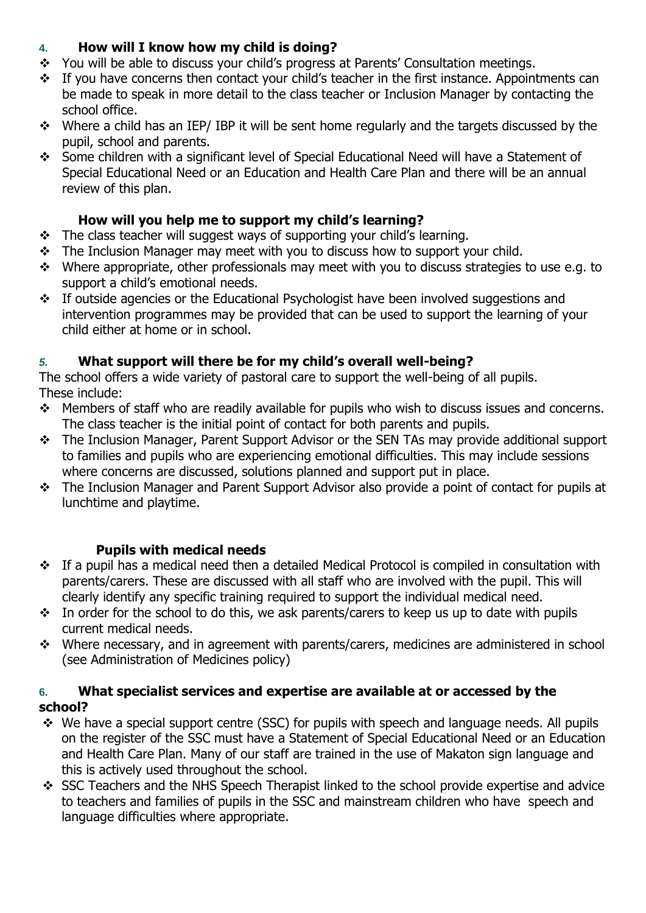## 4. How will I know how my child is doing?

- You will be able to discuss your child's progress at Parents' Consultation meetings.
- If you have concerns then contact your child's teacher in the first instance. Appointments can be made to speak in more detail to the class teacher or Inclusion Manager by contacting the school office.
- Where a child has an IEP/ IBP it will be sent home regularly and the targets discussed by the pupil, school and parents.
- Some children with a significant level of Special Educational Need will have a Statement of Special Educational Need or an Education and Health Care Plan and there will be an annual review of this plan.

### How will you help me to support my child's learning?

- The class teacher will suggest ways of supporting your child's learning.
- The Inclusion Manager may meet with you to discuss how to support your child.
- Where appropriate, other professionals may meet with you to discuss strategies to use e.g. to support a child's emotional needs.
- If outside agencies or the Educational Psychologist have been involved suggestions and intervention programmes may be provided that can be used to support the learning of your child either at home or in school.

## 5. What support will there be for my child's overall well-being?

The school offers a wide variety of pastoral care to support the well-being of all pupils. These include:

- Members of staff who are readily available for pupils who wish to discuss issues and concerns. The class teacher is the initial point of contact for both parents and pupils.
- The Inclusion Manager, Parent Support Advisor or the SEN TAs may provide additional support to families and pupils who are experiencing emotional difficulties. This may include sessions where concerns are discussed, solutions planned and support put in place.
- The Inclusion Manager and Parent Support Advisor also provide a point of contact for pupils at lunchtime and playtime.

### Pupils with medical needs

- If a pupil has a medical need then a detailed Medical Protocol is compiled in consultation with parents/carers. These are discussed with all staff who are involved with the pupil. This will clearly identify any specific training required to support the individual medical need.
- In order for the school to do this, we ask parents/carers to keep us up to date with pupils current medical needs.
- Where necessary, and in agreement with parents/carers, medicines are administered in school (see Administration of Medicines policy)

## 6. What specialist services and expertise are available at or accessed by the school?

- We have a special support centre (SSC) for pupils with speech and language needs. All pupils on the register of the SSC must have a Statement of Special Educational Need or an Education and Health Care Plan. Many of our staff are trained in the use of Makaton sign language and this is actively used throughout the school.
- SSC Teachers and the NHS Speech Therapist linked to the school provide expertise and advice to teachers and families of pupils in the SSC and mainstream children who have speech and language difficulties where appropriate.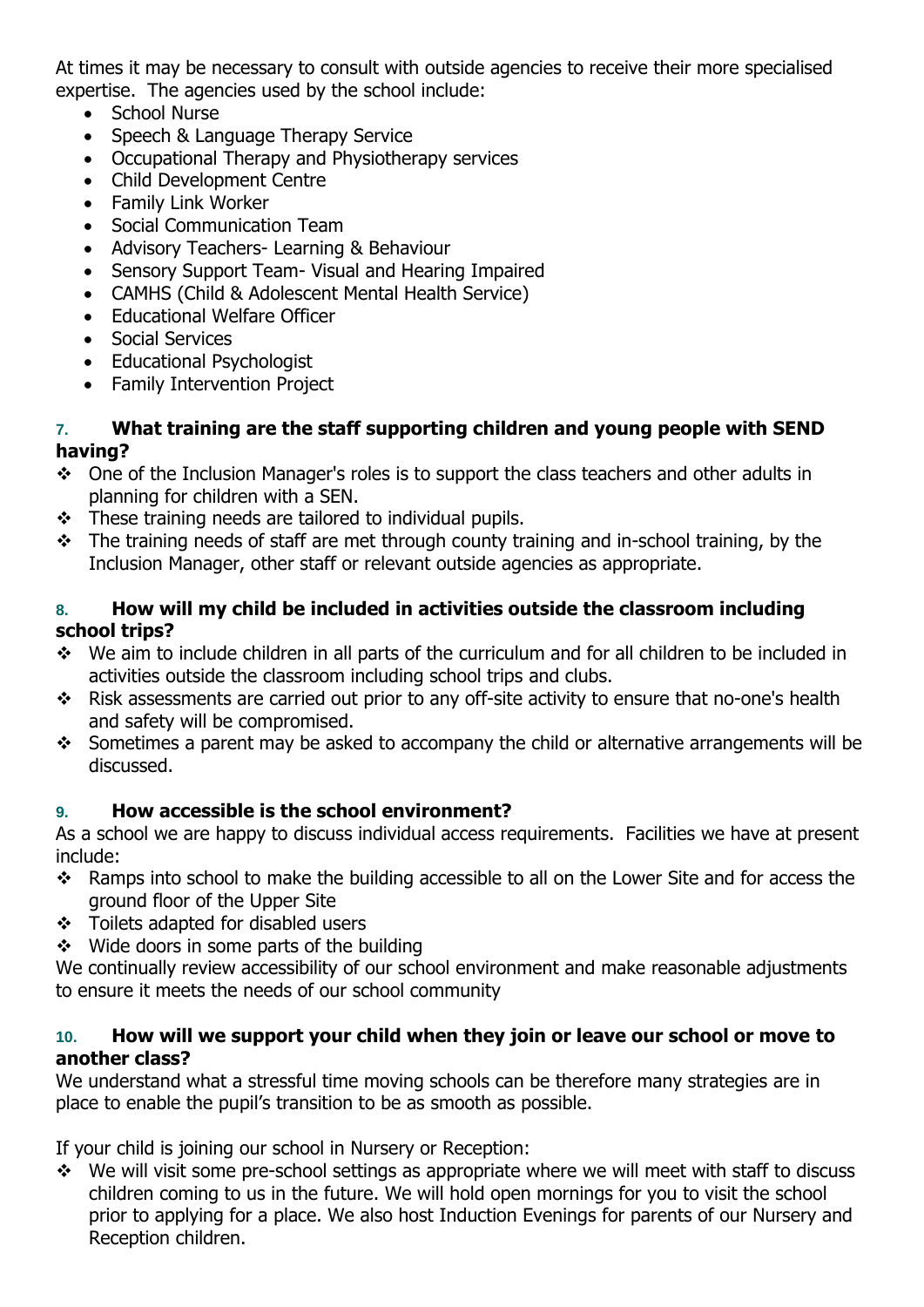At times it may be necessary to consult with outside agencies to receive their more specialised expertise. The agencies used by the school include:

- School Nurse
- Speech & Language Therapy Service
- Occupational Therapy and Physiotherapy services
- Child Development Centre
- Family Link Worker
- Social Communication Team
- Advisory Teachers- Learning & Behaviour
- Sensory Support Team- Visual and Hearing Impaired
- CAMHS (Child & Adolescent Mental Health Service)
- Educational Welfare Officer
- Social Services
- Educational Psychologist
- Family Intervention Project

### 7. What training are the staff supporting children and young people with SEND having?

- One of the Inclusion Manager's roles is to support the class teachers and other adults in planning for children with a SEN.
- These training needs are tailored to individual pupils.
- The training needs of staff are met through county training and in-school training, by the Inclusion Manager, other staff or relevant outside agencies as appropriate.

### 8. How will my child be included in activities outside the classroom including school trips?

- We aim to include children in all parts of the curriculum and for all children to be included in activities outside the classroom including school trips and clubs.
- Risk assessments are carried out prior to any off-site activity to ensure that no-one's health and safety will be compromised.
- Sometimes a parent may be asked to accompany the child or alternative arrangements will be discussed.

### 9. How accessible is the school environment?

As a school we are happy to discuss individual access requirements. Facilities we have at present include:

- Ramps into school to make the building accessible to all on the Lower Site and for access the ground floor of the Upper Site
- Toilets adapted for disabled users
- Wide doors in some parts of the building

We continually review accessibility of our school environment and make reasonable adjustments to ensure it meets the needs of our school community

### 10. How will we support your child when they join or leave our school or move to another class?

We understand what a stressful time moving schools can be therefore many strategies are in place to enable the pupil's transition to be as smooth as possible.

If your child is joining our school in Nursery or Reception:

- We will visit some pre-school settings as appropriate where we will meet with staff to discuss children coming to us in the future. We will hold open mornings for you to visit the school prior to applying for a place. We also host Induction Evenings for parents of our Nursery and Reception children.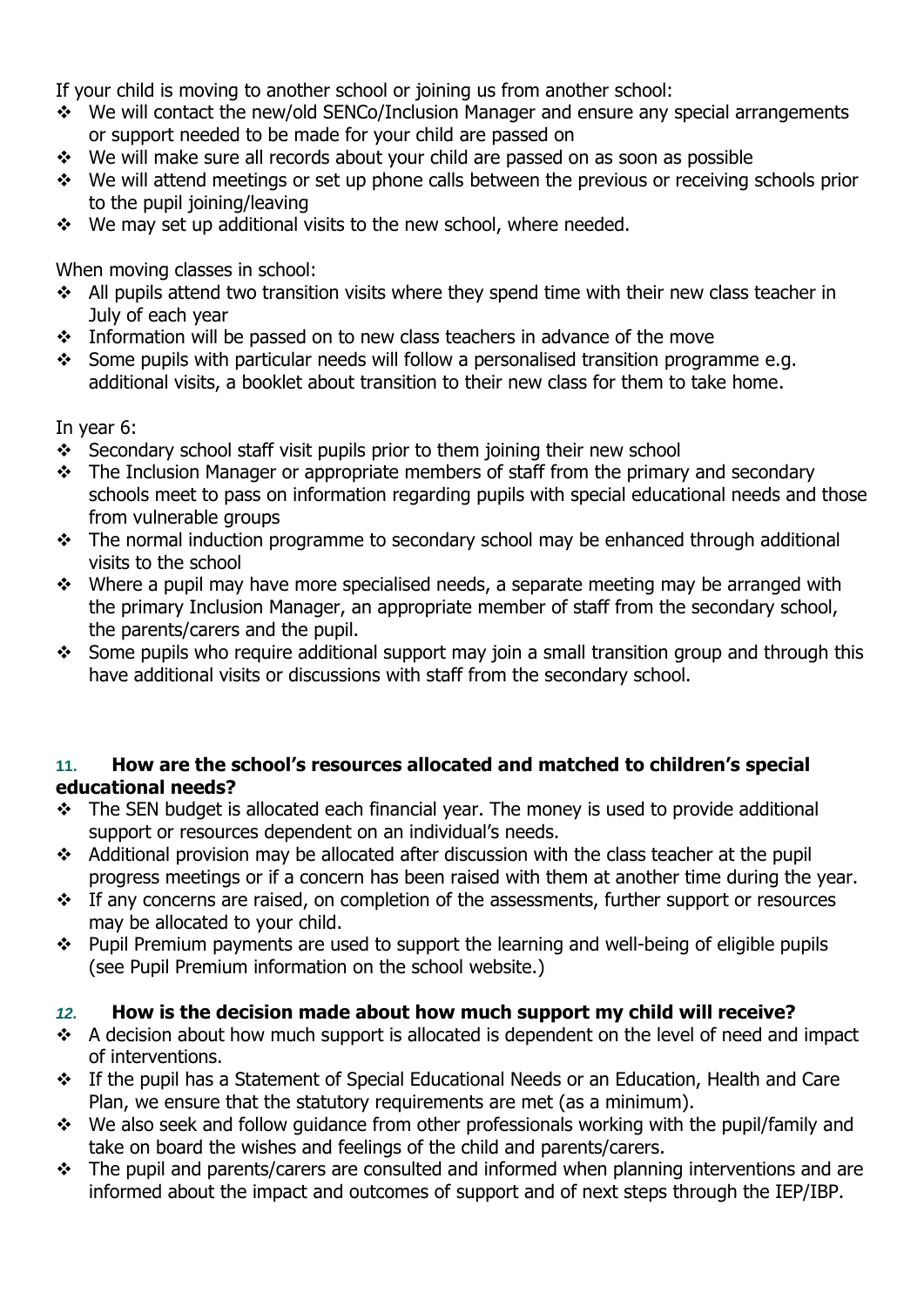If your child is moving to another school or joining us from another school:

- We will contact the new/old SENCo/Inclusion Manager and ensure any special arrangements or support needed to be made for your child are passed on
- We will make sure all records about your child are passed on as soon as possible
- We will attend meetings or set up phone calls between the previous or receiving schools prior to the pupil joining/leaving
- We may set up additional visits to the new school, where needed.

When moving classes in school:

- All pupils attend two transition visits where they spend time with their new class teacher in July of each year
- Information will be passed on to new class teachers in advance of the move
- Some pupils with particular needs will follow a personalised transition programme e.g. additional visits, a booklet about transition to their new class for them to take home.

In year 6:

- Secondary school staff visit pupils prior to them joining their new school
- The Inclusion Manager or appropriate members of staff from the primary and secondary schools meet to pass on information regarding pupils with special educational needs and those from vulnerable groups
- The normal induction programme to secondary school may be enhanced through additional visits to the school
- Where a pupil may have more specialised needs, a separate meeting may be arranged with the primary Inclusion Manager, an appropriate member of staff from the secondary school, the parents/carers and the pupil.
- Some pupils who require additional support may join a small transition group and through this have additional visits or discussions with staff from the secondary school.

### 11. How are the school's resources allocated and matched to children's special educational needs?

- The SEN budget is allocated each financial year. The money is used to provide additional support or resources dependent on an individual's needs.
- Additional provision may be allocated after discussion with the class teacher at the pupil progress meetings or if a concern has been raised with them at another time during the year.
- If any concerns are raised, on completion of the assessments, further support or resources may be allocated to your child.
- Pupil Premium payments are used to support the learning and well-being of eligible pupils (see Pupil Premium information on the school website.)

### 12. How is the decision made about how much support my child will receive?

- A decision about how much support is allocated is dependent on the level of need and impact of interventions.
- If the pupil has a Statement of Special Educational Needs or an Education, Health and Care Plan, we ensure that the statutory requirements are met (as a minimum).
- We also seek and follow guidance from other professionals working with the pupil/family and take on board the wishes and feelings of the child and parents/carers.
- The pupil and parents/carers are consulted and informed when planning interventions and are informed about the impact and outcomes of support and of next steps through the IEP/IBP.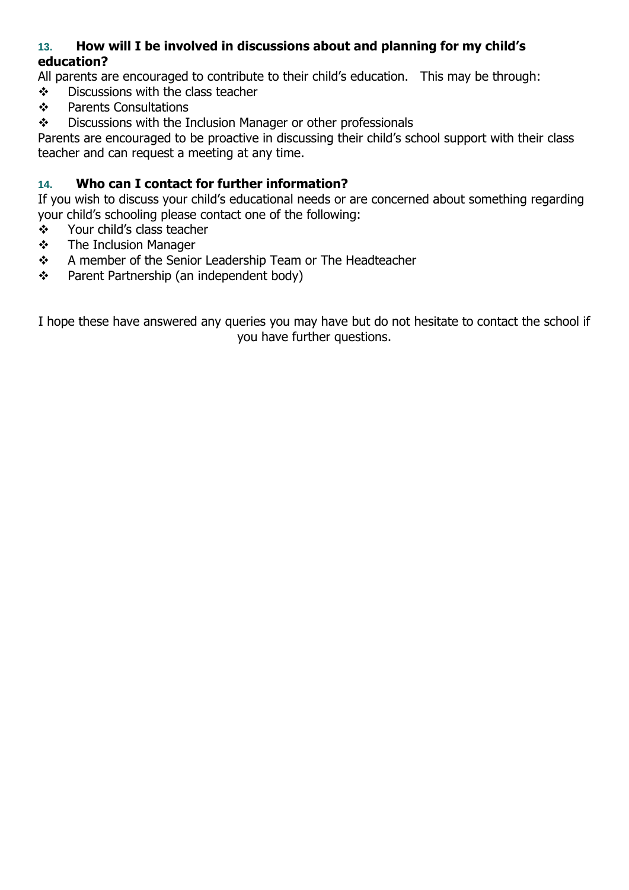## 13. How will I be involved in discussions about and planning for my child's education?

All parents are encouraged to contribute to their child's education. This may be through:

- Discussions with the class teacher
- Parents Consultations
- Discussions with the Inclusion Manager or other professionals

Parents are encouraged to be proactive in discussing their child's school support with their class teacher and can request a meeting at any time.

## 14. Who can I contact for further information?

If you wish to discuss your child's educational needs or are concerned about something regarding your child's schooling please contact one of the following:

- Your child's class teacher
- The Inclusion Manager
- A member of the Senior Leadership Team or The Headteacher
- Parent Partnership (an independent body)

I hope these have answered any queries you may have but do not hesitate to contact the school if you have further questions.